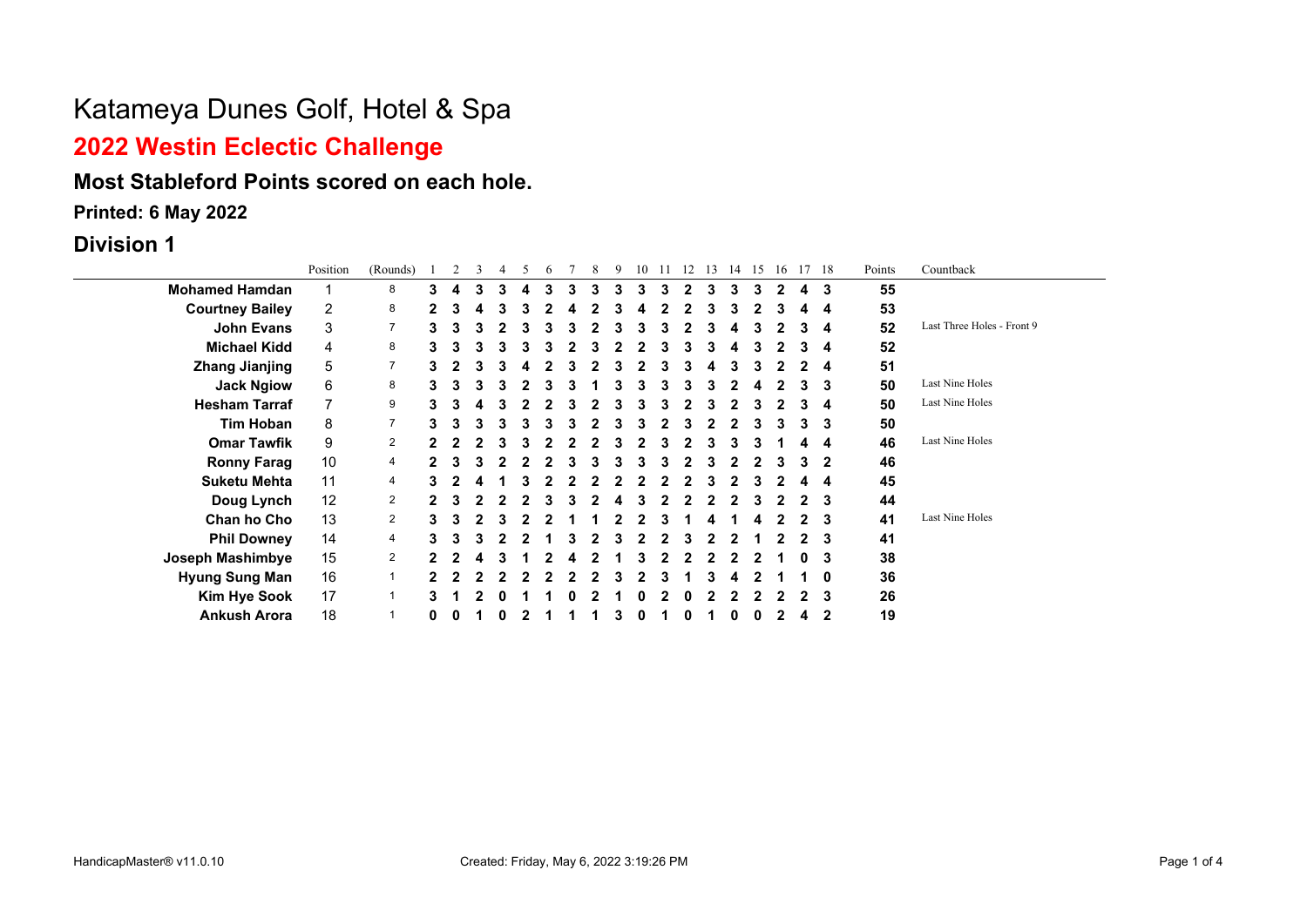# Katameya Dunes Golf, Hotel & Spa

## 2022 Westin Eclectic Challenge

### Most Stableford Points scored on each hole.

**Printed: 6 May 2022**

## Division 1

| | Position | (Rounds) | 1 | 2 | 3 | 4 | 5 | 6 | 7 | 8 | 9 | 10 | 11 | 12 | 13 | 14 | 15 | 16 | 17 | 18 | Points | Countback |
|---|---|---|---|---|---|---|---|---|---|---|---|---|---|---|---|---|---|---|---|---|---|---|
| **Mohamed Hamdan** | 1 | 8 | **3** | **4** | **3** | **3** | **4** | **3** | **3** | **3** | **3** | **3** | **3** | **2** | **3** | **3** | **3** | **2** | **4** | **3** | **55** | |
| **Courtney Bailey** | 2 | 8 | **2** | **3** | **4** | **3** | **3** | **2** | **4** | **2** | **3** | **4** | **2** | **2** | **3** | **3** | **2** | **3** | **4** | **4** | **53** | |
| **John Evans** | 3 | 7 | **3** | **3** | **3** | **2** | **3** | **3** | **3** | **2** | **3** | **3** | **3** | **2** | **3** | **4** | **3** | **2** | **3** | **4** | **52** | Last Three Holes - Front 9 |
| **Michael Kidd** | 4 | 8 | **3** | **3** | **3** | **3** | **3** | **3** | **2** | **3** | **2** | **2** | **3** | **3** | **3** | **4** | **3** | **2** | **3** | **4** | **52** | |
| **Zhang Jianjing** | 5 | 7 | **3** | **2** | **3** | **3** | **4** | **2** | **3** | **2** | **3** | **2** | **3** | **3** | **4** | **3** | **3** | **2** | **2** | **4** | **51** | |
| **Jack Ngiow** | 6 | 8 | **3** | **3** | **3** | **3** | **2** | **3** | **3** | **1** | **3** | **3** | **3** | **3** | **3** | **2** | **4** | **2** | **3** | **3** | **50** | Last Nine Holes |
| **Hesham Tarraf** | 7 | 9 | **3** | **3** | **4** | **3** | **2** | **2** | **3** | **2** | **3** | **3** | **3** | **2** | **3** | **2** | **3** | **2** | **3** | **4** | **50** | Last Nine Holes |
| **Tim Hoban** | 8 | 7 | **3** | **3** | **3** | **3** | **3** | **3** | **3** | **2** | **3** | **3** | **2** | **3** | **2** | **2** | **3** | **3** | **3** | **3** | **50** | |
| **Omar Tawfik** | 9 | 2 | **2** | **2** | **2** | **3** | **3** | **2** | **2** | **2** | **3** | **2** | **3** | **2** | **3** | **3** | **3** | **1** | **4** | **4** | **46** | Last Nine Holes |
| **Ronny Farag** | 10 | 4 | **2** | **3** | **3** | **2** | **2** | **2** | **3** | **3** | **3** | **3** | **3** | **2** | **3** | **2** | **2** | **3** | **3** | **2** | **46** | |
| **Suketu Mehta** | 11 | 4 | **3** | **2** | **4** | **1** | **3** | **2** | **2** | **2** | **2** | **2** | **2** | **2** | **3** | **2** | **3** | **2** | **4** | **4** | **45** | |
| **Doug Lynch** | 12 | 2 | **2** | **3** | **2** | **2** | **2** | **3** | **3** | **2** | **4** | **3** | **2** | **2** | **2** | **2** | **3** | **2** | **2** | **3** | **44** | |
| **Chan ho Cho** | 13 | 2 | **3** | **3** | **2** | **3** | **2** | **2** | **1** | **1** | **2** | **2** | **3** | **1** | **4** | **1** | **4** | **2** | **2** | **3** | **41** | Last Nine Holes |
| **Phil Downey** | 14 | 4 | **3** | **3** | **3** | **2** | **2** | **1** | **3** | **2** | **3** | **2** | **2** | **3** | **2** | **2** | **1** | **2** | **2** | **3** | **41** | |
| **Joseph Mashimbye** | 15 | 2 | **2** | **2** | **4** | **3** | **1** | **2** | **4** | **2** | **1** | **3** | **2** | **2** | **2** | **2** | **2** | **1** | **0** | **3** | **38** | |
| **Hyung Sung Man** | 16 | 1 | **2** | **2** | **2** | **2** | **2** | **2** | **2** | **2** | **3** | **2** | **3** | **1** | **3** | **4** | **2** | **1** | **1** | **0** | **36** | |
| **Kim Hye Sook** | 17 | 1 | **3** | **1** | **2** | **0** | **1** | **1** | **0** | **2** | **1** | **0** | **2** | **0** | **2** | **2** | **2** | **2** | **2** | **3** | **26** | |
| **Ankush Arora** | 18 | 1 | **0** | **0** | **1** | **0** | **2** | **1** | **1** | **1** | **3** | **0** | **1** | **0** | **1** | **0** | **0** | **2** | **4** | **2** | **19** | |

HandicapMaster® v11.0.10 Created: Friday, May 6, 2022 3:19:26 PM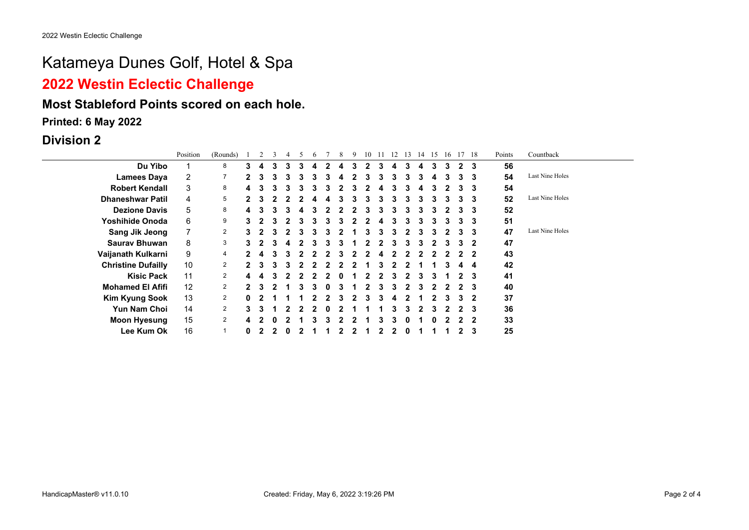# Katameya Dunes Golf, Hotel & Spa

## 2022 Westin Eclectic Challenge

### Most Stableford Points scored on each hole.

**Printed: 6 May 2022**

## Division 2

| | Position | (Rounds) | 1 | 2 | 3 | 4 | 5 | 6 | 7 | 8 | 9 | 10 | 11 | 12 | 13 | 14 | 15 | 16 | 17 | 18 | Points | Countback |
|---|---|---|---|---|---|---|---|---|---|---|---|---|---|---|---|---|---|---|---|---|---|---|
| **Du Yibo** | 1 | 8 | 3 | 4 | 3 | 3 | 3 | 4 | 2 | 4 | 3 | 2 | 3 | 4 | 3 | 4 | 3 | 3 | 2 | 3 | 56 | |
| **Lamees Daya** | 2 | 7 | 2 | 3 | 3 | 3 | 3 | 3 | 3 | 4 | 2 | 3 | 3 | 3 | 3 | 3 | 4 | 3 | 3 | 3 | 54 | Last Nine Holes |
| **Robert Kendall** | 3 | 8 | 4 | 3 | 3 | 3 | 3 | 3 | 3 | 2 | 3 | 2 | 4 | 3 | 3 | 4 | 3 | 2 | 3 | 3 | 54 | |
| **Dhaneshwar Patil** | 4 | 5 | 2 | 3 | 2 | 2 | 2 | 4 | 4 | 3 | 3 | 3 | 3 | 3 | 3 | 3 | 3 | 3 | 3 | 3 | 52 | Last Nine Holes |
| **Dezione Davis** | 5 | 8 | 4 | 3 | 3 | 3 | 4 | 3 | 2 | 2 | 2 | 3 | 3 | 3 | 3 | 3 | 3 | 2 | 3 | 3 | 52 | |
| **Yoshihide Onoda** | 6 | 9 | 3 | 2 | 3 | 2 | 3 | 3 | 3 | 3 | 2 | 2 | 4 | 3 | 3 | 3 | 3 | 3 | 3 | 3 | 51 | |
| **Sang Jik Jeong** | 7 | 2 | 3 | 2 | 3 | 2 | 3 | 3 | 3 | 2 | 1 | 3 | 3 | 3 | 2 | 3 | 3 | 2 | 3 | 3 | 47 | Last Nine Holes |
| **Saurav Bhuwan** | 8 | 3 | 3 | 2 | 3 | 4 | 2 | 3 | 3 | 3 | 1 | 2 | 2 | 3 | 3 | 3 | 2 | 3 | 3 | 2 | 47 | |
| **Vaijanath Kulkarni** | 9 | 4 | 2 | 4 | 3 | 3 | 2 | 2 | 2 | 3 | 2 | 2 | 4 | 2 | 2 | 2 | 2 | 2 | 2 | 2 | 43 | |
| **Christine Dufailly** | 10 | 2 | 2 | 3 | 3 | 3 | 2 | 2 | 2 | 2 | 2 | 1 | 3 | 2 | 2 | 1 | 1 | 3 | 4 | 4 | 42 | |
| **Kisic Pack** | 11 | 2 | 4 | 4 | 3 | 2 | 2 | 2 | 2 | 0 | 1 | 2 | 2 | 3 | 2 | 3 | 3 | 1 | 2 | 3 | 41 | |
| **Mohamed El Afifi** | 12 | 2 | 2 | 3 | 2 | 1 | 3 | 3 | 0 | 3 | 1 | 2 | 3 | 3 | 2 | 3 | 2 | 2 | 2 | 3 | 40 | |
| **Kim Kyung Sook** | 13 | 2 | 0 | 2 | 1 | 1 | 1 | 2 | 2 | 3 | 2 | 3 | 3 | 4 | 2 | 1 | 2 | 3 | 3 | 2 | 37 | |
| **Yun Nam Choi** | 14 | 2 | 3 | 3 | 1 | 2 | 2 | 2 | 0 | 2 | 1 | 1 | 1 | 3 | 3 | 2 | 3 | 2 | 2 | 3 | 36 | |
| **Moon Hyesung** | 15 | 2 | 4 | 2 | 0 | 2 | 1 | 3 | 3 | 2 | 2 | 1 | 3 | 3 | 0 | 1 | 0 | 2 | 2 | 2 | 33 | |
| **Lee Kum Ok** | 16 | 1 | 0 | 2 | 2 | 0 | 2 | 1 | 1 | 2 | 2 | 1 | 2 | 2 | 0 | 1 | 1 | 1 | 2 | 3 | 25 | |

Created: Friday, May 6, 2022 3:19:26 PM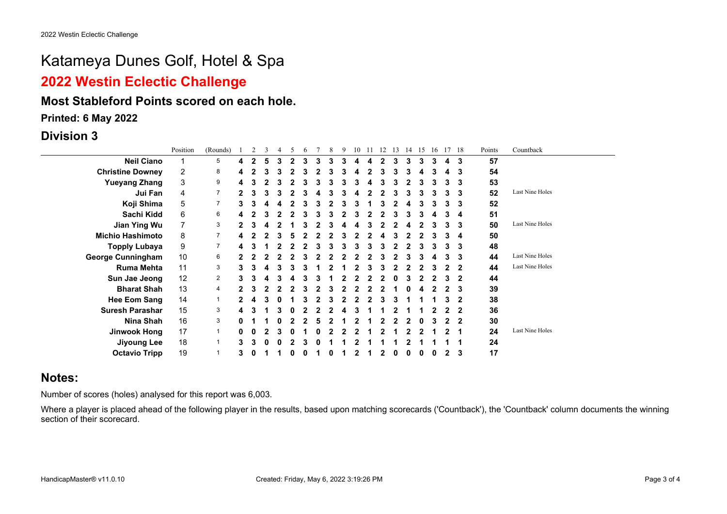# Katameya Dunes Golf, Hotel & Spa

## 2022 Westin Eclectic Challenge

### Most Stableford Points scored on each hole.

**Printed: 6 May 2022**

## Division 3

| | Position | (Rounds) | 1 | 2 | 3 | 4 | 5 | 6 | 7 | 8 | 9 | 10 | 11 | 12 | 13 | 14 | 15 | 16 | 17 | 18 | Points | Countback |
|---|---|---|---|---|---|---|---|---|---|---|---|---|---|---|---|---|---|---|---|---|---|---|
| **Neil Ciano** | 1 | 5 | **4** | **2** | **5** | **3** | **2** | **3** | **3** | **3** | **3** | **4** | **4** | **2** | **3** | **3** | **3** | **3** | **4** | **3** | **57** | |
| **Christine Downey** | 2 | 8 | **4** | **2** | **3** | **3** | **2** | **3** | **2** | **3** | **3** | **4** | **2** | **3** | **3** | **3** | **4** | **3** | **4** | **3** | **54** | |
| **Yueyang Zhang** | 3 | 9 | **4** | **3** | **2** | **3** | **2** | **3** | **3** | **3** | **3** | **3** | **4** | **3** | **3** | **2** | **3** | **3** | **3** | **3** | **53** | |
| **Jui Fan** | 4 | 7 | **2** | **3** | **3** | **3** | **2** | **3** | **4** | **3** | **3** | **4** | **2** | **2** | **3** | **3** | **3** | **3** | **3** | **3** | **52** | Last Nine Holes |
| **Koji Shima** | 5 | 7 | **3** | **3** | **4** | **4** | **2** | **3** | **3** | **2** | **3** | **3** | **1** | **3** | **2** | **4** | **3** | **3** | **3** | **3** | **52** | |
| **Sachi Kidd** | 6 | 6 | **4** | **2** | **3** | **2** | **2** | **3** | **3** | **3** | **2** | **3** | **2** | **2** | **3** | **3** | **3** | **4** | **3** | **4** | **51** | |
| **Jian Ying Wu** | 7 | 3 | **2** | **3** | **4** | **2** | **1** | **3** | **2** | **3** | **4** | **4** | **3** | **2** | **2** | **4** | **2** | **3** | **3** | **3** | **50** | Last Nine Holes |
| **Michio Hashimoto** | 8 | 7 | **4** | **2** | **2** | **3** | **5** | **2** | **2** | **2** | **3** | **2** | **2** | **4** | **3** | **2** | **2** | **3** | **3** | **4** | **50** | |
| **Topply Lubaya** | 9 | 7 | **4** | **3** | **1** | **2** | **2** | **2** | **3** | **3** | **3** | **3** | **3** | **3** | **2** | **2** | **3** | **3** | **3** | **3** | **48** | |
| **George Cunningham** | 10 | 6 | **2** | **2** | **2** | **2** | **2** | **3** | **2** | **2** | **2** | **2** | **2** | **3** | **2** | **3** | **3** | **4** | **3** | **3** | **44** | Last Nine Holes |
| **Ruma Mehta** | 11 | 3 | **3** | **3** | **4** | **3** | **3** | **3** | **1** | **2** | **1** | **2** | **3** | **3** | **2** | **2** | **2** | **3** | **2** | **2** | **44** | Last Nine Holes |
| **Sun Jae Jeong** | 12 | 2 | **3** | **3** | **4** | **3** | **4** | **3** | **3** | **1** | **2** | **2** | **2** | **2** | **0** | **3** | **2** | **2** | **3** | **2** | **44** | |
| **Bharat Shah** | 13 | 4 | **2** | **3** | **2** | **2** | **2** | **3** | **2** | **3** | **2** | **2** | **2** | **2** | **1** | **0** | **4** | **2** | **2** | **3** | **39** | |
| **Hee Eom Sang** | 14 | 1 | **2** | **4** | **3** | **0** | **1** | **3** | **2** | **3** | **2** | **2** | **2** | **3** | **3** | **1** | **1** | **1** | **3** | **2** | **38** | |
| **Suresh Parashar** | 15 | 3 | **4** | **3** | **1** | **3** | **0** | **2** | **2** | **2** | **4** | **3** | **1** | **1** | **2** | **1** | **1** | **2** | **2** | **2** | **36** | |
| **Nina Shah** | 16 | 3 | **0** | **1** | **1** | **0** | **2** | **2** | **5** | **2** | **1** | **2** | **1** | **2** | **2** | **2** | **0** | **3** | **2** | **2** | **30** | |
| **Jinwook Hong** | 17 | 1 | **0** | **0** | **2** | **3** | **0** | **1** | **0** | **2** | **2** | **2** | **1** | **2** | **1** | **2** | **2** | **1** | **2** | **1** | **24** | Last Nine Holes |
| **Jiyoung Lee** | 18 | 1 | **3** | **3** | **0** | **0** | **2** | **3** | **0** | **1** | **1** | **2** | **1** | **1** | **1** | **2** | **1** | **1** | **1** | **1** | **24** | |
| **Octavio Tripp** | 19 | 1 | **3** | **0** | **1** | **1** | **0** | **0** | **1** | **0** | **1** | **2** | **1** | **2** | **0** | **0** | **0** | **0** | **2** | **3** | **17** | |

## Notes:

Number of scores (holes) analysed for this report was 6,003.

Where a player is placed ahead of the following player in the results, based upon matching scorecards ('Countback'), the 'Countback' column documents the winning section of their scorecard.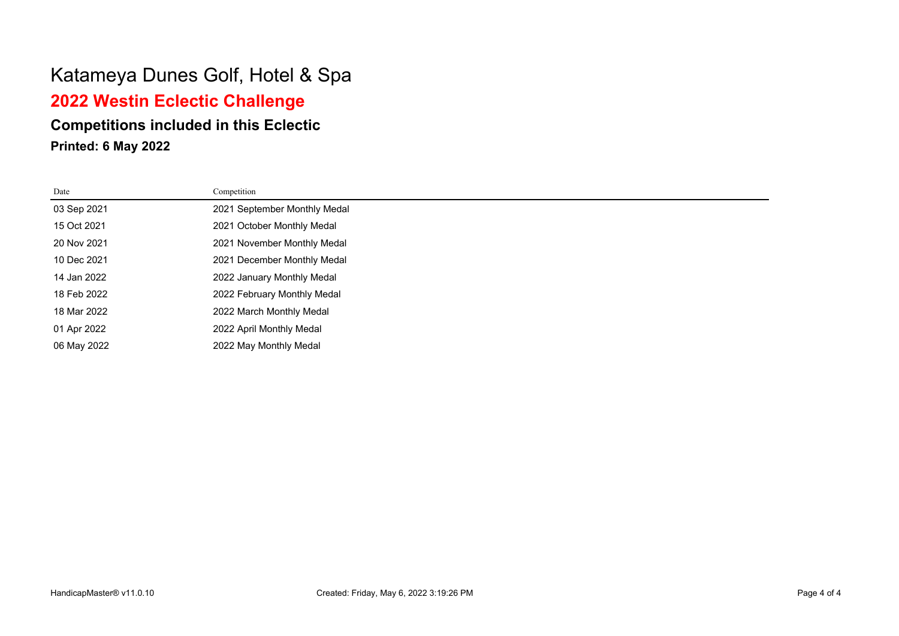# Katameya Dunes Golf, Hotel & Spa

## 2022 Westin Eclectic Challenge

### Competitions included in this Eclectic

**Printed: 6 May 2022**

| Date | Competition |
|---|---|
| 03 Sep 2021 | 2021 September Monthly Medal |
| 15 Oct 2021 | 2021 October Monthly Medal |
| 20 Nov 2021 | 2021 November Monthly Medal |
| 10 Dec 2021 | 2021 December Monthly Medal |
| 14 Jan 2022 | 2022 January Monthly Medal |
| 18 Feb 2022 | 2022 February Monthly Medal |
| 18 Mar 2022 | 2022 March Monthly Medal |
| 01 Apr 2022 | 2022 April Monthly Medal |
| 06 May 2022 | 2022 May Monthly Medal |